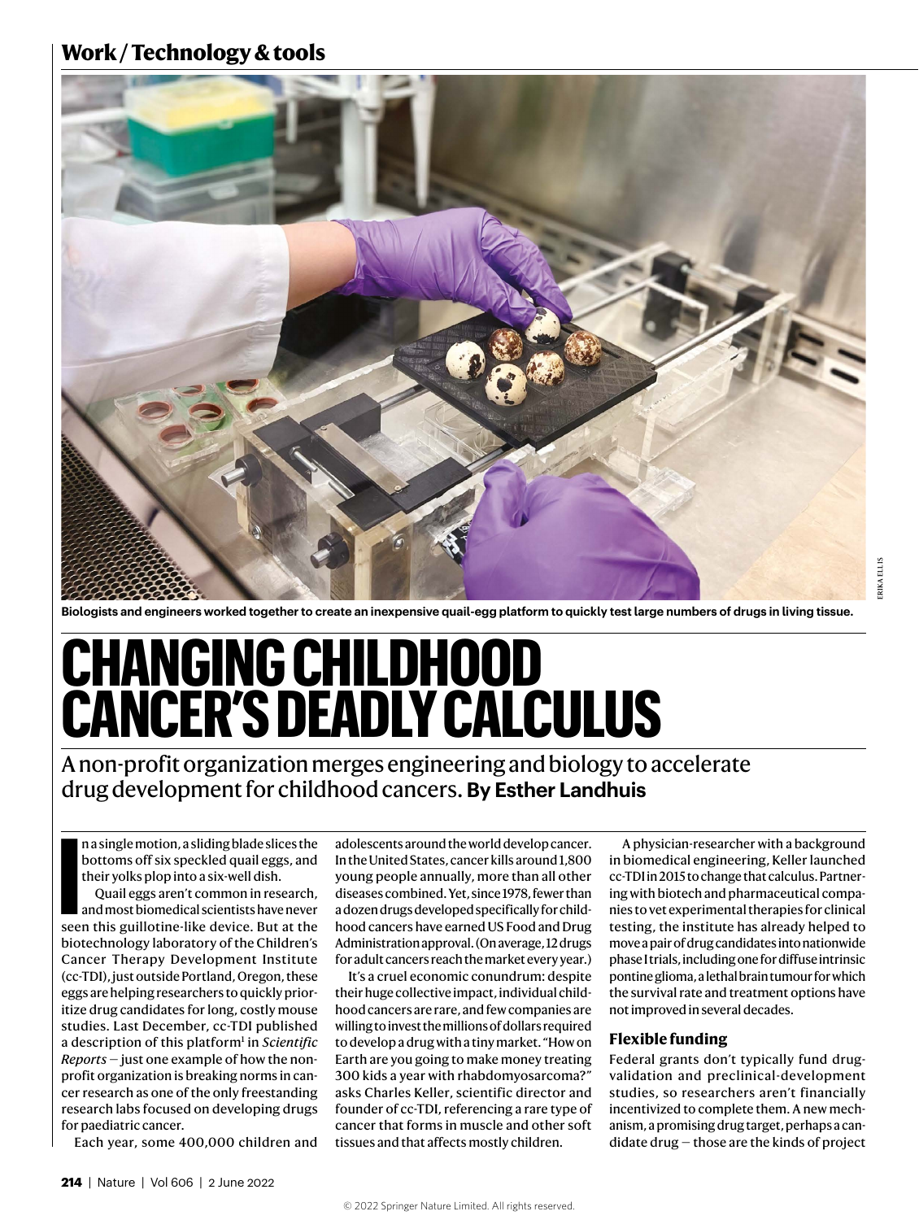Work / Technology & tools

Biologists and engineers worked together to create an inexpensive quail-egg platform to quickly test large numbers of drugs in living tissue.

# CHANGING CHILDHOOD CANCER'S DEADLY CALCULUS

A non-profit organization merges engineering and biology to accelerate drug development for childhood cancers. **By Esther Landhuis**

In a single motion, a sliding blade slices the bottoms off six speckled quail eggs, and their yolks plop into a six-well dish.

Quail eggs aren't common in research, and most biomedical scientists have never seen this guillotine-like device. But at the biotechnology laboratory of the Children's Cancer Therapy Development Institute (cc-TDI), just outside Portland, Oregon, these eggs are helping researchers to quickly prioritize drug candidates for long, costly mouse studies. Last December, cc-TDI published a description of this platform[1] in *Scientific Reports* — just one example of how the non-profit organization is breaking norms in cancer research as one of the only freestanding research labs focused on developing drugs for paediatric cancer.

Each year, some 400,000 children and adolescents around the world develop cancer. In the United States, cancer kills around 1,800 young people annually, more than all other diseases combined. Yet, since 1978, fewer than a dozen drugs developed specifically for childhood cancers have earned US Food and Drug Administration approval. (On average, 12 drugs for adult cancers reach the market every year.)

It's a cruel economic conundrum: despite their huge collective impact, individual childhood cancers are rare, and few companies are willing to invest the millions of dollars required to develop a drug with a tiny market. "How on Earth are you going to make money treating 300 kids a year with rhabdomyosarcoma?" asks Charles Keller, scientific director and founder of cc-TDI, referencing a rare type of cancer that forms in muscle and other soft tissues and that affects mostly children.

A physician-researcher with a background in biomedical engineering, Keller launched cc-TDI in 2015 to change that calculus. Partnering with biotech and pharmaceutical companies to vet experimental therapies for clinical testing, the institute has already helped to move a pair of drug candidates into nationwide phase I trials, including one for diffuse intrinsic pontine glioma, a lethal brain tumour for which the survival rate and treatment options have not improved in several decades.

## Flexible funding

Federal grants don't typically fund drug-validation and preclinical-development studies, so researchers aren't financially incentivized to complete them. A new mechanism, a promising drug target, perhaps a candidate drug — those are the kinds of project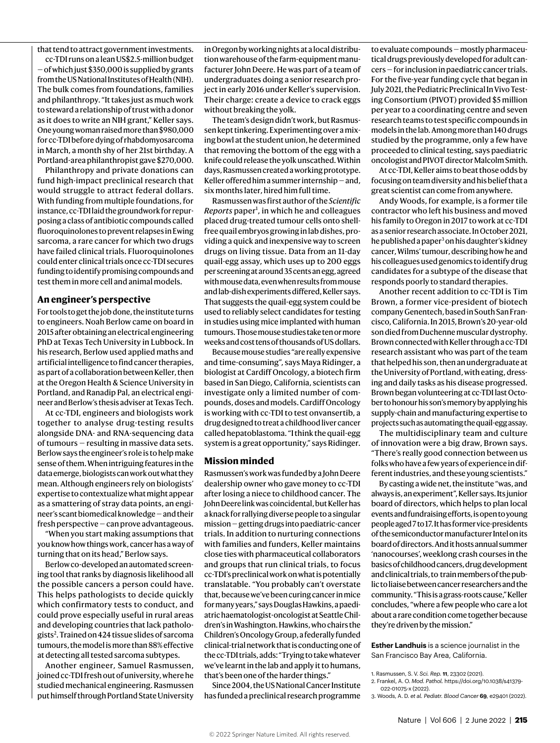that tend to attract government investments.

cc-TDI runs on a lean US$2.5-million budget — of which just $350,000 is supplied by grants from the US National Institutes of Health (NIH). The bulk comes from foundations, families and philanthropy. "It takes just as much work to steward a relationship of trust with a donor as it does to write an NIH grant," Keller says. One young woman raised more than $980,000 for cc-TDI before dying of rhabdomyosarcoma in March, a month shy of her 21st birthday. A Portland-area philanthropist gave $270,000.

Philanthropy and private donations can fund high-impact preclinical research that would struggle to attract federal dollars. With funding from multiple foundations, for instance, cc-TDI laid the groundwork for repurposing a class of antibiotic compounds called fluoroquinolones to prevent relapses in Ewing sarcoma, a rare cancer for which two drugs have failed clinical trials. Fluoroquinolones could enter clinical trials once cc-TDI secures funding to identify promising compounds and test them in more cell and animal models.

## An engineer's perspective

For tools to get the job done, the institute turns to engineers. Noah Berlow came on board in 2015 after obtaining an electrical engineering PhD at Texas Tech University in Lubbock. In his research, Berlow used applied maths and artificial intelligence to find cancer therapies, as part of a collaboration between Keller, then at the Oregon Health & Science University in Portland, and Ranadip Pal, an electrical engineer and Berlow's thesis adviser at Texas Tech.

At cc-TDI, engineers and biologists work together to analyse drug-testing results alongside DNA- and RNA-sequencing data of tumours — resulting in massive data sets. Berlow says the engineer's role is to help make sense of them. When intriguing features in the data emerge, biologists can work out what they mean. Although engineers rely on biologists' expertise to contextualize what might appear as a smattering of stray data points, an engineer's scant biomedical knowledge — and their fresh perspective — can prove advantageous.

"When you start making assumptions that you know how things work, cancer has a way of turning that on its head," Berlow says.

Berlow co-developed an automated screening tool that ranks by diagnosis likelihood all the possible cancers a person could have. This helps pathologists to decide quickly which confirmatory tests to conduct, and could prove especially useful in rural areas and developing countries that lack pathologists[2]. Trained on 424 tissue slides of sarcoma tumours, the model is more than 88% effective at detecting all tested sarcoma subtypes.

Another engineer, Samuel Rasmussen, joined cc-TDI fresh out of university, where he studied mechanical engineering. Rasmussen put himself through Portland State University in Oregon by working nights at a local distribution warehouse of the farm-equipment manufacturer John Deere. He was part of a team of undergraduates doing a senior research project in early 2016 under Keller's supervision. Their charge: create a device to crack eggs without breaking the yolk.

The team's design didn't work, but Rasmussen kept tinkering. Experimenting over a mixing bowl at the student union, he determined that removing the bottom of the egg with a knife could release the yolk unscathed. Within days, Rasmussen created a working prototype. Keller offered him a summer internship — and, six months later, hired him full time.

Rasmussen was first author of the *Scientific Reports* paper[1], in which he and colleagues placed drug-treated tumour cells onto shell-free quail embryos growing in lab dishes, providing a quick and inexpensive way to screen drugs on living tissue. Data from an 11-day quail-egg assay, which uses up to 200 eggs per screening at around 35 cents an egg, agreed with mouse data, even when results from mouse and lab-dish experiments differed, Keller says. That suggests the quail-egg system could be used to reliably select candidates for testing in studies using mice implanted with human tumours. Those mouse studies take ten or more weeks and cost tens of thousands of US dollars.

Because mouse studies "are really expensive and time-consuming", says Maya Ridinger, a biologist at Cardiff Oncology, a biotech firm based in San Diego, California, scientists can investigate only a limited number of compounds, doses and models. Cardiff Oncology is working with cc-TDI to test onvansertib, a drug designed to treat a childhood liver cancer called hepatoblastoma. "I think the quail-egg system is a great opportunity," says Ridinger.

## Mission minded

Rasmussen's work was funded by a John Deere dealership owner who gave money to cc-TDI after losing a niece to childhood cancer. The John Deere link was coincidental, but Keller has a knack for rallying diverse people to a singular mission — getting drugs into paediatric-cancer trials. In addition to nurturing connections with families and funders, Keller maintains close ties with pharmaceutical collaborators and groups that run clinical trials, to focus cc-TDI's preclinical work on what is potentially translatable. "You probably can't overstate that, because we've been curing cancer in mice for many years," says Douglas Hawkins, a paediatric haematologist-oncologist at Seattle Children's in Washington. Hawkins, who chairs the Children's Oncology Group, a federally funded clinical-trial network that is conducting one of the cc-TDI trials, adds: "Trying to take whatever we've learnt in the lab and apply it to humans, that's been one of the harder things."

Since 2004, the US National Cancer Institute has funded a preclinical research programme to evaluate compounds — mostly pharmaceutical drugs previously developed for adult cancers — for inclusion in paediatric cancer trials. For the five-year funding cycle that began in July 2021, the Pediatric Preclinical In Vivo Testing Consortium (PIVOT) provided $5 million per year to a coordinating centre and seven research teams to test specific compounds in models in the lab. Among more than 140 drugs studied by the programme, only a few have proceeded to clinical testing, says paediatric oncologist and PIVOT director Malcolm Smith.

At cc-TDI, Keller aims to beat those odds by focusing on team diversity and his belief that a great scientist can come from anywhere.

Andy Woods, for example, is a former tile contractor who left his business and moved his family to Oregon in 2017 to work at cc-TDI as a senior research associate. In October 2021, he published a paper[3] on his daughter's kidney cancer, Wilms' tumour, describing how he and his colleagues used genomics to identify drug candidates for a subtype of the disease that responds poorly to standard therapies.

Another recent addition to cc-TDI is Tim Brown, a former vice-president of biotech company Genentech, based in South San Francisco, California. In 2015, Brown's 20-year-old son died from Duchenne muscular dystrophy. Brown connected with Keller through a cc-TDI research assistant who was part of the team that helped his son, then an undergraduate at the University of Portland, with eating, dressing and daily tasks as his disease progressed. Brown began volunteering at cc-TDI last October to honour his son's memory by applying his supply-chain and manufacturing expertise to projects such as automating the quail-egg assay.

The multidisciplinary team and culture of innovation were a big draw, Brown says. "There's really good connection between us folks who have a few years of experience in different industries, and these young scientists."

By casting a wide net, the institute "was, and always is, an experiment", Keller says. Its junior board of directors, which helps to plan local events and fundraising efforts, is open to young people aged 7 to 17. It has former vice-presidents of the semiconductor manufacturer Intel on its board of directors. And it hosts annual summer 'nanocourses', weeklong crash courses in the basics of childhood cancers, drug development and clinical trials, to train members of the public to liaise between cancer researchers and the community. "This is a grass-roots cause," Keller concludes, "where a few people who care a lot about a rare condition come together because they're driven by the mission."

**Esther Landhuis** is a science journalist in the San Francisco Bay Area, California.

1. Rasmussen, S. V. *Sci. Rep.* **11**, 23302 (2021).
2. Frankel, A. O. *Mod. Pathol.* https://doi.org/10.1038/s41379-022-01075-x (2022).
3. Woods, A. D. *et al. Pediatr. Blood Cancer* **69**, e29401 (2022).